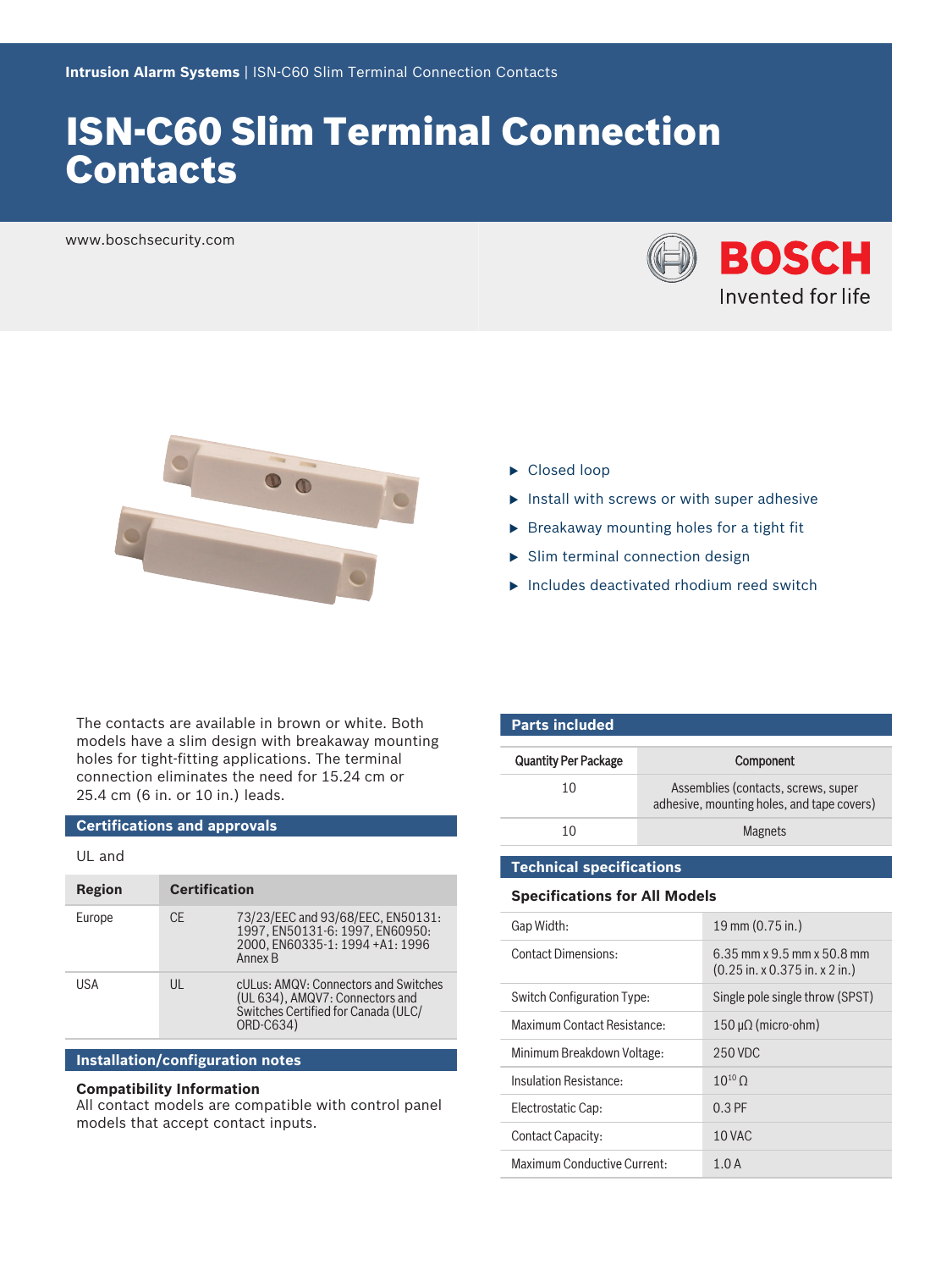Intrusion Alarm Systems | ISN-C60 Slim Terminal Connection Contacts

# ISN-C60 Slim Terminal Connection Contacts

www.boschsecurity.com

- Closed loop
- Install with screws or with super adhesive
- Breakaway mounting holes for a tight fit
- Slim terminal connection design
- Includes deactivated rhodium reed switch

The contacts are available in brown or white. Both models have a slim design with breakaway mounting holes for tight-fitting applications. The terminal connection eliminates the need for 15.24 cm or 25.4 cm (6 in. or 10 in.) leads.

## Certifications and approvals

UL and

| Region | Certification | |
|---|---|---|
| Europe | CE | 73/23/EEC and 93/68/EEC, EN50131: 1997, EN50131-6: 1997, EN60950: 2000, EN60335-1: 1994 +A1: 1996 Annex B |
| USA | UL | cULus: AMQV: Connectors and Switches (UL 634), AMQV7: Connectors and Switches Certified for Canada (ULC/ ORD-C634) |

## Installation/configuration notes

**Compatibility Information**

All contact models are compatible with control panel models that accept contact inputs.

## Parts included

| Quantity Per Package | Component |
|---|---|
| 10 | Assemblies (contacts, screws, super adhesive, mounting holes, and tape covers) |
| 10 | Magnets |

## Technical specifications

### Specifications for All Models

| | |
|---|---|
| Gap Width: | 19 mm (0.75 in.) |
| Contact Dimensions: | 6.35 mm x 9.5 mm x 50.8 mm (0.25 in. x 0.375 in. x 2 in.) |
| Switch Configuration Type: | Single pole single throw (SPST) |
| Maximum Contact Resistance: | 150 µΩ (micro-ohm) |
| Minimum Breakdown Voltage: | 250 VDC |
| Insulation Resistance: | $10^{10}$ Ω |
| Electrostatic Cap: | 0.3 PF |
| Contact Capacity: | 10 VAC |
| Maximum Conductive Current: | 1.0 A |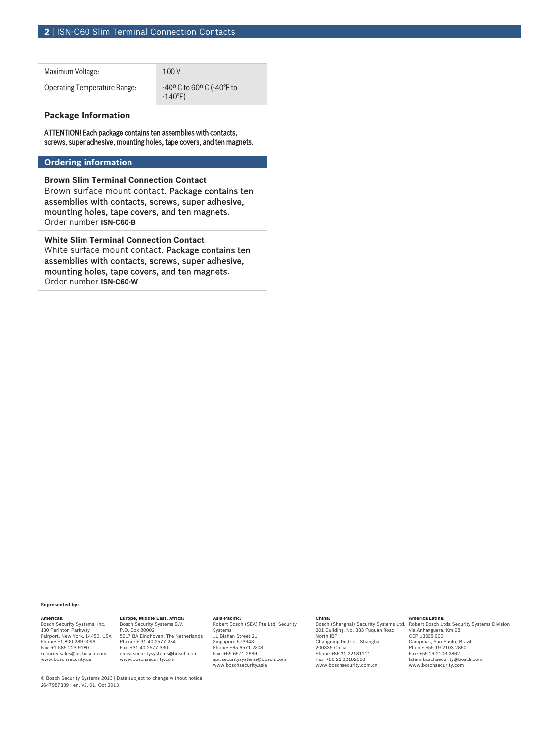| | |
|---|---|
| Maximum Voltage: | 100 V |
| Operating Temperature Range: | -40º C to 60º C (-40ºF to -140ºF) |

### Package Information

**ATTENTION! Each package contains ten assemblies with contacts, screws, super adhesive, mounting holes, tape covers, and ten magnets.**

## Ordering information

**Brown Slim Terminal Connection Contact**
Brown surface mount contact. Package contains ten assemblies with contacts, screws, super adhesive, mounting holes, tape covers, and ten magnets.
Order number **ISN-C60-B**

**White Slim Terminal Connection Contact**
White surface mount contact. Package contains ten assemblies with contacts, screws, super adhesive, mounting holes, tape covers, and ten magnets.
Order number **ISN-C60-W**

**Represented by:**

**Americas:**
Bosch Security Systems, Inc.
130 Perinton Parkway
Fairport, New York, 14450, USA
Phone: +1 800 289 0096
Fax: +1 585 223 9180
security.sales@us.bosch.com
www.boschsecurity.us

**Europe, Middle East, Africa:**
Bosch Security Systems B.V.
P.O. Box 80002
5617 BA Eindhoven, The Netherlands
Phone: + 31 40 2577 284
Fax: +31 40 2577 330
emea.securitysystems@bosch.com
www.boschsecurity.com

**Asia-Pacific:**
Robert Bosch (SEA) Pte Ltd, Security Systems
11 Bishan Street 21
Singapore 573943
Phone: +65 6571 2808
Fax: +65 6571 2699
apr.securitysystems@bosch.com
www.boschsecurity.asia

**China:**
Bosch (Shanghai) Security Systems Ltd.
201 Building, No. 333 Fuquan Road
North IBP
Changning District, Shanghai
200335 China
Phone +86 21 22181111
Fax: +86 21 22182398
www.boschsecurity.com.cn

**America Latina:**
Robert Bosch Ltda Security Systems Division
Via Anhanguera, Km 98
CEP 13065-900
Campinas, Sao Paulo, Brazil
Phone: +55 19 2103 2860
Fax: +55 19 2103 2862
latam.boschsecurity@bosch.com
www.boschsecurity.com

© Bosch Security Systems 2013 | Data subject to change without notice
2647987339 | en, V2, 01. Oct 2013